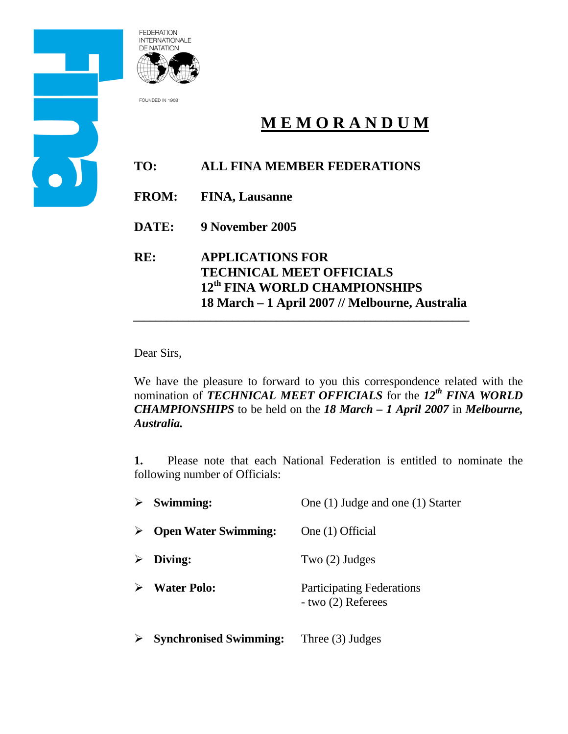FEDERATION INTERNATIONALE DE NATATION

FOUNDED IN 1908

# MEMORANDUM

**TO:** **ALL FINA MEMBER FEDERATIONS**

**FROM:** **FINA, Lausanne**

**DATE:** **9 November 2005**

**RE:** **APPLICATIONS FOR TECHNICAL MEET OFFICIALS 12th FINA WORLD CHAMPIONSHIPS 18 March – 1 April 2007 // Melbourne, Australia**

---

Dear Sirs,

We have the pleasure to forward to you this correspondence related with the nomination of ***TECHNICAL MEET OFFICIALS*** for the ***12th FINA WORLD CHAMPIONSHIPS*** to be held on the ***18 March – 1 April 2007*** in ***Melbourne, Australia.***

**1.** Please note that each National Federation is entitled to nominate the following number of Officials:

- **Swimming:** One (1) Judge and one (1) Starter
- **Open Water Swimming:** One (1) Official
- **Diving:** Two (2) Judges
- **Water Polo:** Participating Federations - two (2) Referees
- **Synchronised Swimming:** Three (3) Judges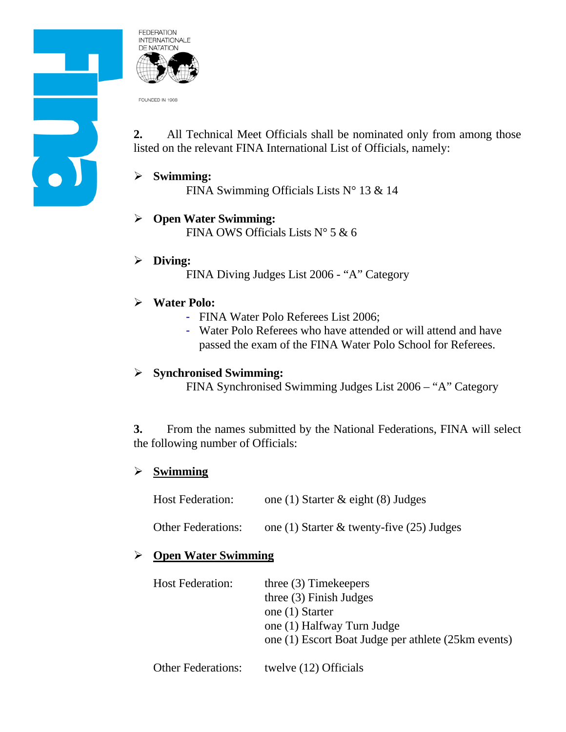**2.** All Technical Meet Officials shall be nominated only from among those listed on the relevant FINA International List of Officials, namely:

- **Swimming:**
  FINA Swimming Officials Lists N° 13 & 14

- **Open Water Swimming:**
  FINA OWS Officials Lists N° 5 & 6

- **Diving:**
  FINA Diving Judges List 2006 - "A" Category

- **Water Polo:**
  - FINA Water Polo Referees List 2006;
  - Water Polo Referees who have attended or will attend and have passed the exam of the FINA Water Polo School for Referees.

- **Synchronised Swimming:**
  FINA Synchronised Swimming Judges List 2006 – "A" Category

**3.** From the names submitted by the National Federations, FINA will select the following number of Officials:

- **Swimming**

| | |
|---|---|
| Host Federation: | one (1) Starter & eight (8) Judges |
| Other Federations: | one (1) Starter & twenty-five (25) Judges |

- **Open Water Swimming**

| | |
|---|---|
| Host Federation: | three (3) Timekeepers<br>three (3) Finish Judges<br>one (1) Starter<br>one (1) Halfway Turn Judge<br>one (1) Escort Boat Judge per athlete (25km events) |
| Other Federations: | twelve (12) Officials |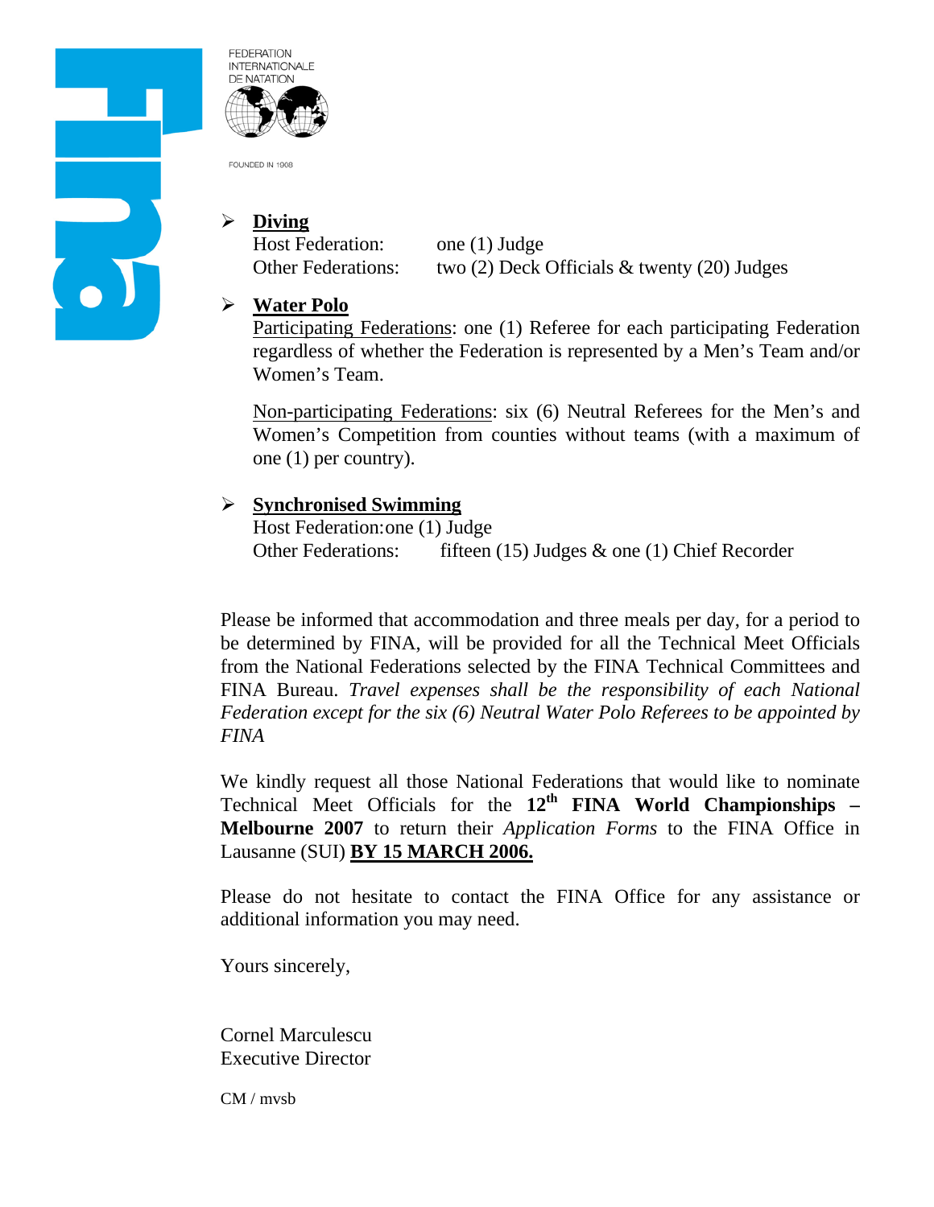- **Diving**
  Host Federation: one (1) Judge
  Other Federations: two (2) Deck Officials & twenty (20) Judges

- **Water Polo**
  Participating Federations: one (1) Referee for each participating Federation regardless of whether the Federation is represented by a Men's Team and/or Women's Team.

  Non-participating Federations: six (6) Neutral Referees for the Men's and Women's Competition from counties without teams (with a maximum of one (1) per country).

- **Synchronised Swimming**
  Host Federation: one (1) Judge
  Other Federations: fifteen (15) Judges & one (1) Chief Recorder

Please be informed that accommodation and three meals per day, for a period to be determined by FINA, will be provided for all the Technical Meet Officials from the National Federations selected by the FINA Technical Committees and FINA Bureau. *Travel expenses shall be the responsibility of each National Federation except for the six (6) Neutral Water Polo Referees to be appointed by FINA*

We kindly request all those National Federations that would like to nominate Technical Meet Officials for the **12th FINA World Championships – Melbourne 2007** to return their *Application Forms* to the FINA Office in Lausanne (SUI) **BY 15 MARCH 2006.**

Please do not hesitate to contact the FINA Office for any assistance or additional information you may need.

Yours sincerely,

Cornel Marculescu
Executive Director

CM / mvsb